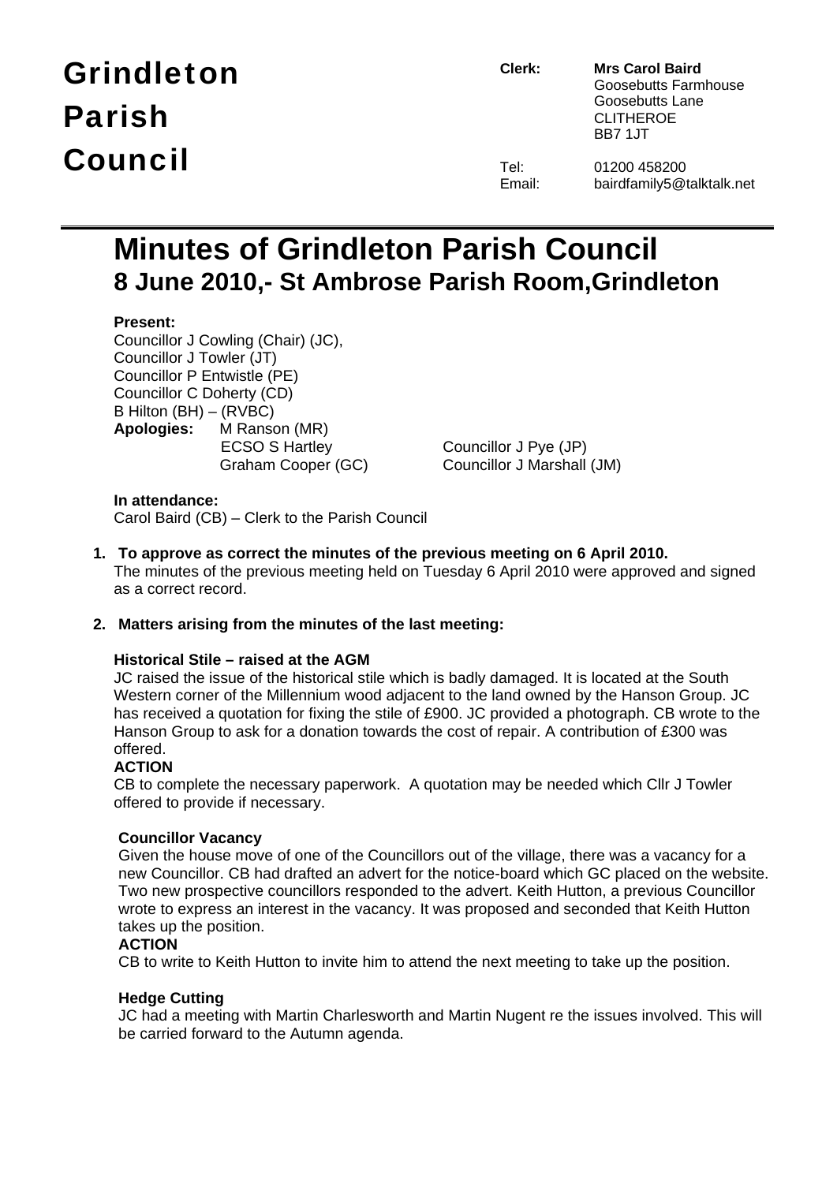# Grindleton Parish Council

**Clerk:** **Mrs Carol Baird**
Goosebutts Farmhouse
Goosebutts Lane
CLITHEROE
BB7 1JT

Tel: 01200 458200
Email: bairdfamily5@talktalk.net

# Minutes of Grindleton Parish Council
## 8 June 2010,- St Ambrose Parish Room,Grindleton

**Present:**
Councillor J Cowling (Chair) (JC),
Councillor J Towler (JT)
Councillor P Entwistle (PE)
Councillor C Doherty (CD)
B Hilton (BH) – (RVBC)

**Apologies:** M Ranson (MR)
ECSO S Hartley
Graham Cooper (GC)
Councillor J Pye (JP)
Councillor J Marshall (JM)

**In attendance:**
Carol Baird (CB) – Clerk to the Parish Council

1. **To approve as correct the minutes of the previous meeting on 6 April 2010.**
   The minutes of the previous meeting held on Tuesday 6 April 2010 were approved and signed as a correct record.

2. **Matters arising from the minutes of the last meeting:**

**Historical Stile – raised at the AGM**

JC raised the issue of the historical stile which is badly damaged. It is located at the South Western corner of the Millennium wood adjacent to the land owned by the Hanson Group. JC has received a quotation for fixing the stile of £900. JC provided a photograph. CB wrote to the Hanson Group to ask for a donation towards the cost of repair. A contribution of £300 was offered.

**ACTION**

CB to complete the necessary paperwork. A quotation may be needed which Cllr J Towler offered to provide if necessary.

**Councillor Vacancy**

Given the house move of one of the Councillors out of the village, there was a vacancy for a new Councillor. CB had drafted an advert for the notice-board which GC placed on the website. Two new prospective councillors responded to the advert. Keith Hutton, a previous Councillor wrote to express an interest in the vacancy. It was proposed and seconded that Keith Hutton takes up the position.

**ACTION**

CB to write to Keith Hutton to invite him to attend the next meeting to take up the position.

**Hedge Cutting**

JC had a meeting with Martin Charlesworth and Martin Nugent re the issues involved. This will be carried forward to the Autumn agenda.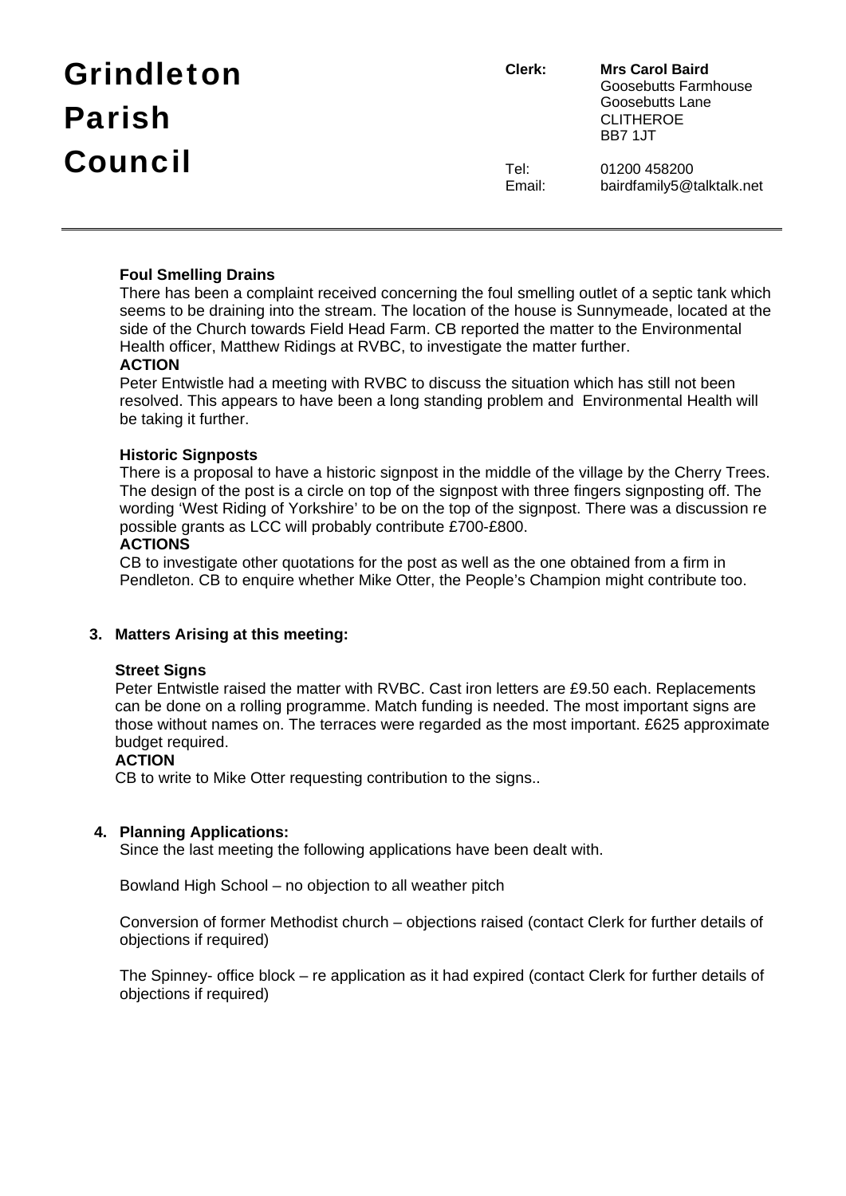# Grindleton Parish Council

**Clerk:** **Mrs Carol Baird**
Goosebutts Farmhouse
Goosebutts Lane
CLITHEROE
BB7 1JT

Tel: 01200 458200
Email: bairdfamily5@talktalk.net

---

**Foul Smelling Drains**

There has been a complaint received concerning the foul smelling outlet of a septic tank which seems to be draining into the stream. The location of the house is Sunnymeade, located at the side of the Church towards Field Head Farm. CB reported the matter to the Environmental Health officer, Matthew Ridings at RVBC, to investigate the matter further.

**ACTION**

Peter Entwistle had a meeting with RVBC to discuss the situation which has still not been resolved. This appears to have been a long standing problem and Environmental Health will be taking it further.

**Historic Signposts**

There is a proposal to have a historic signpost in the middle of the village by the Cherry Trees. The design of the post is a circle on top of the signpost with three fingers signposting off. The wording 'West Riding of Yorkshire' to be on the top of the signpost. There was a discussion re possible grants as LCC will probably contribute £700-£800.

**ACTIONS**

CB to investigate other quotations for the post as well as the one obtained from a firm in Pendleton. CB to enquire whether Mike Otter, the People's Champion might contribute too.

**3. Matters Arising at this meeting:**

**Street Signs**

Peter Entwistle raised the matter with RVBC. Cast iron letters are £9.50 each. Replacements can be done on a rolling programme. Match funding is needed. The most important signs are those without names on. The terraces were regarded as the most important. £625 approximate budget required.

**ACTION**

CB to write to Mike Otter requesting contribution to the signs..

**4. Planning Applications:**

Since the last meeting the following applications have been dealt with.

Bowland High School – no objection to all weather pitch

Conversion of former Methodist church – objections raised (contact Clerk for further details of objections if required)

The Spinney- office block – re application as it had expired (contact Clerk for further details of objections if required)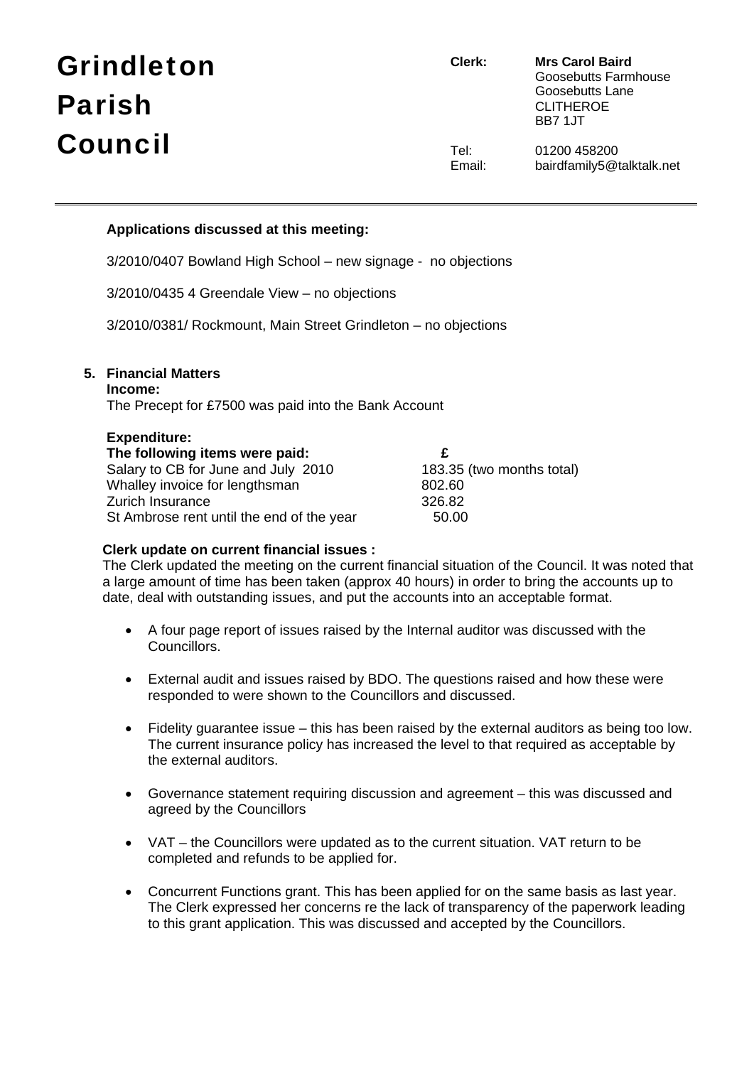# Grindleton Parish Council

**Clerk:** **Mrs Carol Baird**
Goosebutts Farmhouse
Goosebutts Lane
CLITHEROE
BB7 1JT

Tel: 01200 458200
Email: bairdfamily5@talktalk.net

---

**Applications discussed at this meeting:**

3/2010/0407 Bowland High School – new signage - no objections

3/2010/0435 4 Greendale View – no objections

3/2010/0381/ Rockmount, Main Street Grindleton – no objections

**5. Financial Matters**

**Income:**

The Precept for £7500 was paid into the Bank Account

**Expenditure:**

| **The following items were paid:** | **£** |
|---|---|
| Salary to CB for June and July 2010 | 183.35 (two months total) |
| Whalley invoice for lengthsman | 802.60 |
| Zurich Insurance | 326.82 |
| St Ambrose rent until the end of the year | 50.00 |

**Clerk update on current financial issues :**

The Clerk updated the meeting on the current financial situation of the Council. It was noted that a large amount of time has been taken (approx 40 hours) in order to bring the accounts up to date, deal with outstanding issues, and put the accounts into an acceptable format.

- A four page report of issues raised by the Internal auditor was discussed with the Councillors.
- External audit and issues raised by BDO. The questions raised and how these were responded to were shown to the Councillors and discussed.
- Fidelity guarantee issue – this has been raised by the external auditors as being too low. The current insurance policy has increased the level to that required as acceptable by the external auditors.
- Governance statement requiring discussion and agreement – this was discussed and agreed by the Councillors
- VAT – the Councillors were updated as to the current situation. VAT return to be completed and refunds to be applied for.
- Concurrent Functions grant. This has been applied for on the same basis as last year. The Clerk expressed her concerns re the lack of transparency of the paperwork leading to this grant application. This was discussed and accepted by the Councillors.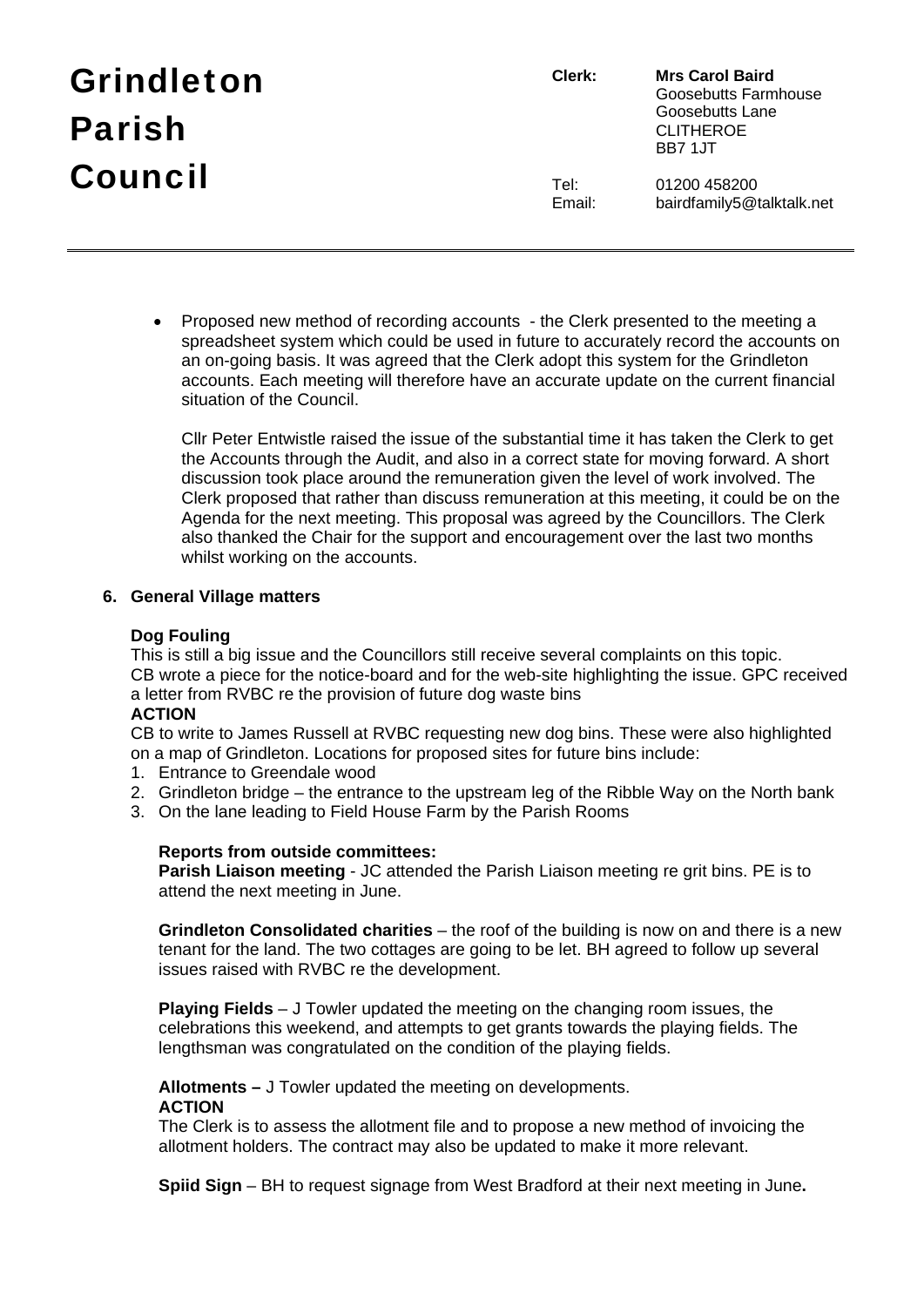# Grindleton Parish Council

**Clerk:** **Mrs Carol Baird**
Goosebutts Farmhouse
Goosebutts Lane
CLITHEROE
BB7 1JT

Tel: 01200 458200
Email: bairdfamily5@talktalk.net

---

- Proposed new method of recording accounts - the Clerk presented to the meeting a spreadsheet system which could be used in future to accurately record the accounts on an on-going basis. It was agreed that the Clerk adopt this system for the Grindleton accounts. Each meeting will therefore have an accurate update on the current financial situation of the Council.

  Cllr Peter Entwistle raised the issue of the substantial time it has taken the Clerk to get the Accounts through the Audit, and also in a correct state for moving forward. A short discussion took place around the remuneration given the level of work involved. The Clerk proposed that rather than discuss remuneration at this meeting, it could be on the Agenda for the next meeting. This proposal was agreed by the Councillors. The Clerk also thanked the Chair for the support and encouragement over the last two months whilst working on the accounts.

**6. General Village matters**

**Dog Fouling**
This is still a big issue and the Councillors still receive several complaints on this topic. CB wrote a piece for the notice-board and for the web-site highlighting the issue. GPC received a letter from RVBC re the provision of future dog waste bins
**ACTION**
CB to write to James Russell at RVBC requesting new dog bins. These were also highlighted on a map of Grindleton. Locations for proposed sites for future bins include:

1. Entrance to Greendale wood
2. Grindleton bridge – the entrance to the upstream leg of the Ribble Way on the North bank
3. On the lane leading to Field House Farm by the Parish Rooms

**Reports from outside committees:**
**Parish Liaison meeting** - JC attended the Parish Liaison meeting re grit bins. PE is to attend the next meeting in June.

**Grindleton Consolidated charities** – the roof of the building is now on and there is a new tenant for the land. The two cottages are going to be let. BH agreed to follow up several issues raised with RVBC re the development.

**Playing Fields** – J Towler updated the meeting on the changing room issues, the celebrations this weekend, and attempts to get grants towards the playing fields. The lengthsman was congratulated on the condition of the playing fields.

**Allotments –** J Towler updated the meeting on developments.
**ACTION**
The Clerk is to assess the allotment file and to propose a new method of invoicing the allotment holders. The contract may also be updated to make it more relevant.

**Spiid Sign** – BH to request signage from West Bradford at their next meeting in June**.**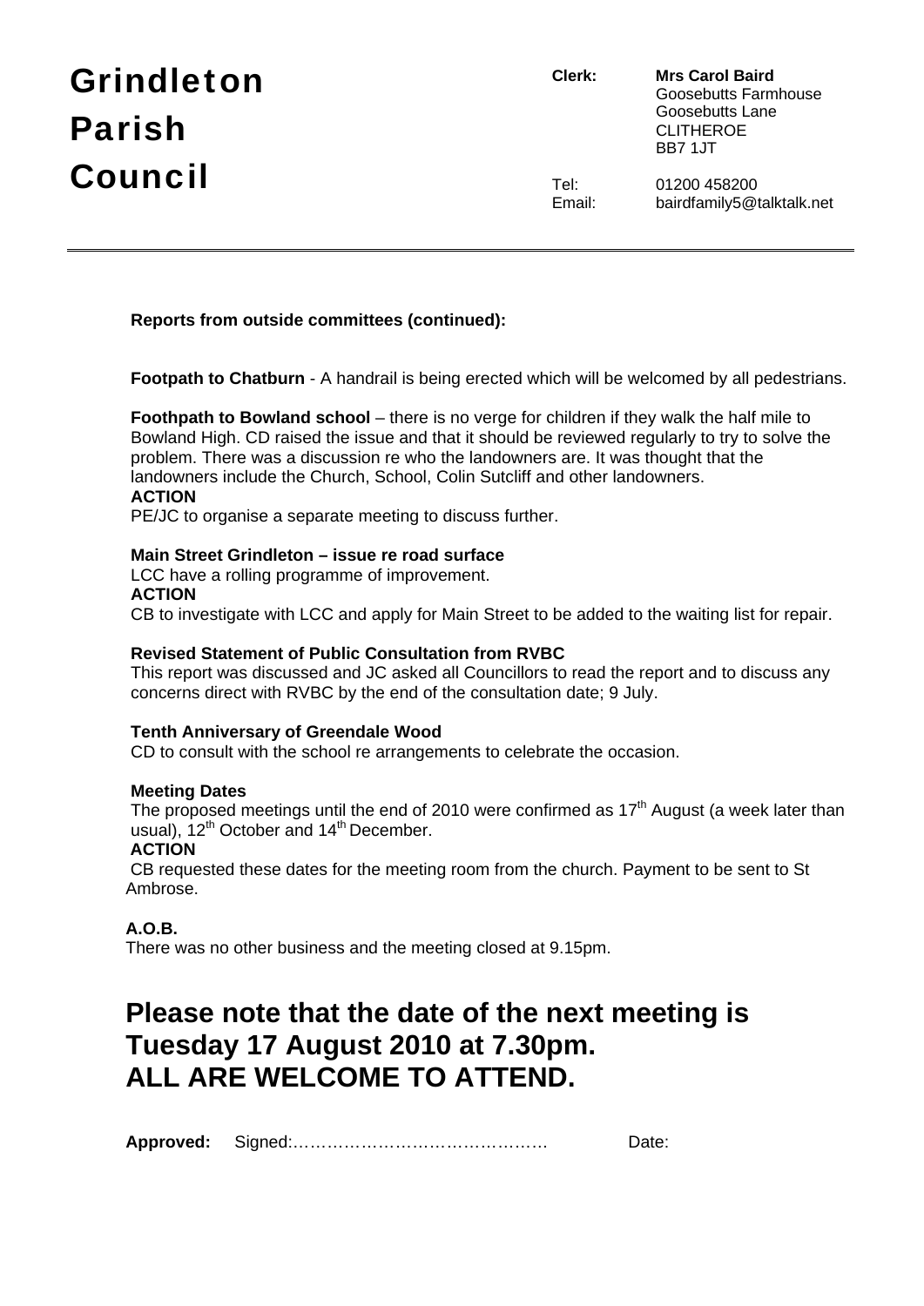# Grindleton Parish Council

**Clerk:** **Mrs Carol Baird**
Goosebutts Farmhouse
Goosebutts Lane
CLITHEROE
BB7 1JT

Tel: 01200 458200
Email: bairdfamily5@talktalk.net

---

**Reports from outside committees (continued):**

**Footpath to Chatburn** - A handrail is being erected which will be welcomed by all pedestrians.

**Foothpath to Bowland school** – there is no verge for children if they walk the half mile to Bowland High. CD raised the issue and that it should be reviewed regularly to try to solve the problem. There was a discussion re who the landowners are. It was thought that the landowners include the Church, School, Colin Sutcliff and other landowners.

**ACTION**

PE/JC to organise a separate meeting to discuss further.

**Main Street Grindleton – issue re road surface**

LCC have a rolling programme of improvement.

**ACTION**

CB to investigate with LCC and apply for Main Street to be added to the waiting list for repair.

**Revised Statement of Public Consultation from RVBC**

This report was discussed and JC asked all Councillors to read the report and to discuss any concerns direct with RVBC by the end of the consultation date; 9 July.

**Tenth Anniversary of Greendale Wood**

CD to consult with the school re arrangements to celebrate the occasion.

**Meeting Dates**

The proposed meetings until the end of 2010 were confirmed as 17th August (a week later than usual), 12th October and 14th December.

**ACTION**

CB requested these dates for the meeting room from the church. Payment to be sent to St Ambrose.

**A.O.B.**

There was no other business and the meeting closed at 9.15pm.

## Please note that the date of the next meeting is Tuesday 17 August 2010 at 7.30pm. ALL ARE WELCOME TO ATTEND.

**Approved:** Signed:………………………………………… Date: